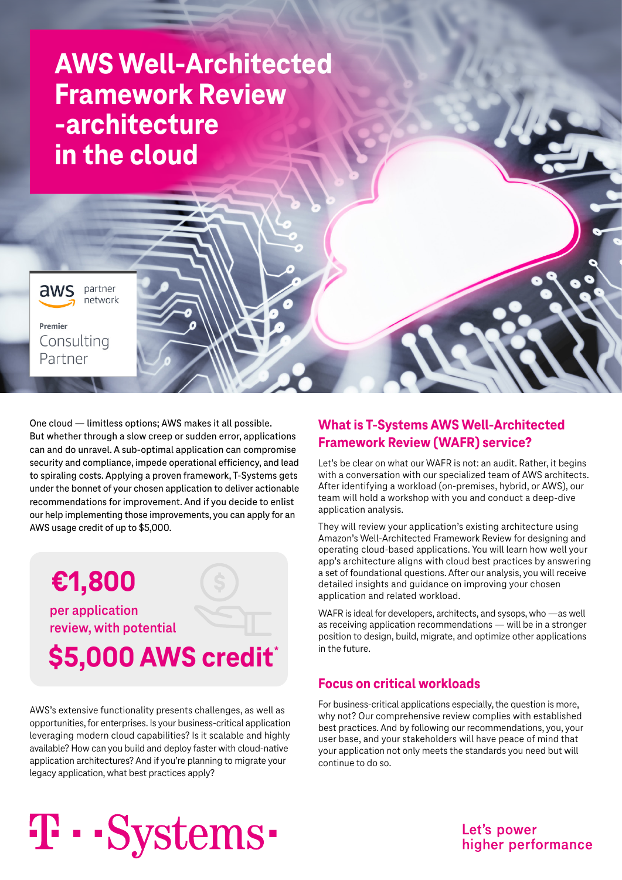# AWS Well-Architected Framework Review -architecture in the cloud

aws partner network

Premier Consulting Partner

One cloud — limitless options; AWS makes it all possible. But whether through a slow creep or sudden error, applications can and do unravel. A sub-optimal application can compromise security and compliance, impede operational efficiency, and lead to spiraling costs. Applying a proven framework, T-Systems gets under the bonnet of your chosen application to deliver actionable recommendations for improvement. And if you decide to enlist our help implementing those improvements, you can apply for an AWS usage credit of up to $5,000.

**€1,800**

**per application review, with potential**

**$5,000 AWS credit***

AWS's extensive functionality presents challenges, as well as opportunities, for enterprises. Is your business-critical application leveraging modern cloud capabilities? Is it scalable and highly available? How can you build and deploy faster with cloud-native application architectures? And if you're planning to migrate your legacy application, what best practices apply?

## What is T-Systems AWS Well-Architected Framework Review (WAFR) service?

Let's be clear on what our WAFR is not: an audit. Rather, it begins with a conversation with our specialized team of AWS architects. After identifying a workload (on-premises, hybrid, or AWS), our team will hold a workshop with you and conduct a deep-dive application analysis.

They will review your application's existing architecture using Amazon's Well-Architected Framework Review for designing and operating cloud-based applications. You will learn how well your app's architecture aligns with cloud best practices by answering a set of foundational questions. After our analysis, you will receive detailed insights and guidance on improving your chosen application and related workload.

WAFR is ideal for developers, architects, and sysops, who —as well as receiving application recommendations — will be in a stronger position to design, build, migrate, and optimize other applications in the future.

## Focus on critical workloads

For business-critical applications especially, the question is more, why not? Our comprehensive review complies with established best practices. And by following our recommendations, you, your user base, and your stakeholders will have peace of mind that your application not only meets the standards you need but will continue to do so.

T-Systems

Let's power higher performance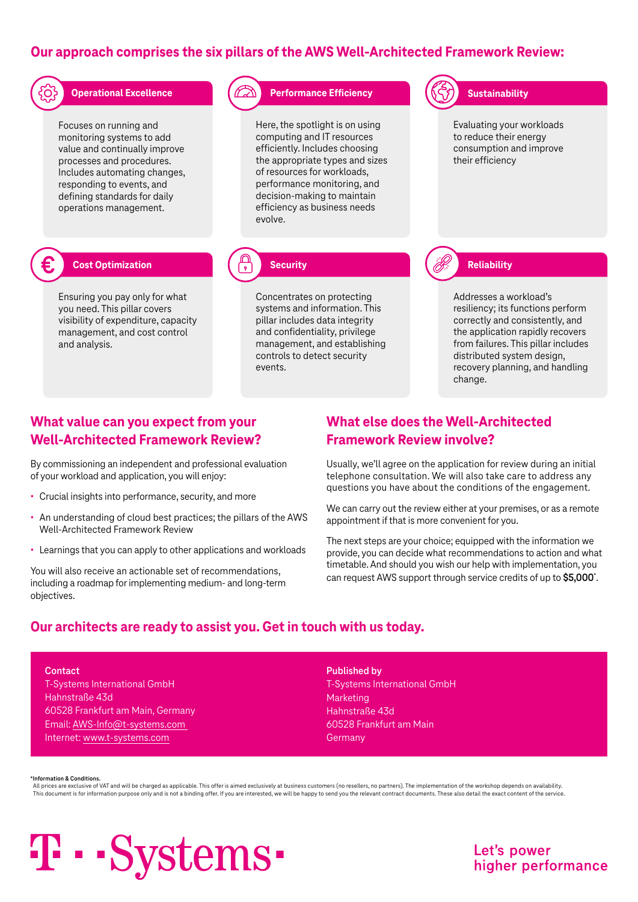## Our approach comprises the six pillars of the AWS Well-Architected Framework Review:

### Operational Excellence

Focuses on running and monitoring systems to add value and continually improve processes and procedures. Includes automating changes, responding to events, and defining standards for daily operations management.

### Performance Efficiency

Here, the spotlight is on using computing and IT resources efficiently. Includes choosing the appropriate types and sizes of resources for workloads, performance monitoring, and decision-making to maintain efficiency as business needs evolve.

### Sustainability

Evaluating your workloads to reduce their energy consumption and improve their efficiency

### Cost Optimization

Ensuring you pay only for what you need. This pillar covers visibility of expenditure, capacity management, and cost control and analysis.

### Security

Concentrates on protecting systems and information. This pillar includes data integrity and confidentiality, privilege management, and establishing controls to detect security events.

### Reliability

Addresses a workload's resiliency; its functions perform correctly and consistently, and the application rapidly recovers from failures. This pillar includes distributed system design, recovery planning, and handling change.

## What value can you expect from your Well-Architected Framework Review?

By commissioning an independent and professional evaluation of your workload and application, you will enjoy:

- Crucial insights into performance, security, and more
- An understanding of cloud best practices; the pillars of the AWS Well-Architected Framework Review
- Learnings that you can apply to other applications and workloads

You will also receive an actionable set of recommendations, including a roadmap for implementing medium- and long-term objectives.

## What else does the Well-Architected Framework Review involve?

Usually, we'll agree on the application for review during an initial telephone consultation. We will also take care to address any questions you have about the conditions of the engagement.

We can carry out the review either at your premises, or as a remote appointment if that is more convenient for you.

The next steps are your choice; equipped with the information we provide, you can decide what recommendations to action and what timetable. And should you wish our help with implementation, you can request AWS support through service credits of up to **$5,000***.

## Our architects are ready to assist you. Get in touch with us today.

**Contact**
T-Systems International GmbH
Hahnstraße 43d
60528 Frankfurt am Main, Germany
Email: AWS-Info@t-systems.com
Internet: www.t-systems.com

**Published by**
T-Systems International GmbH
Marketing
Hahnstraße 43d
60528 Frankfurt am Main
Germany

***Information & Conditions.**
All prices are exclusive of VAT and will be charged as applicable. This offer is aimed exclusively at business customers (no resellers, no partners). The implementation of the workshop depends on availability. This document is for information purpose only and is not a binding offer. If you are interested, we will be happy to send you the relevant contract documents. These also detail the exact content of the service.

T · · Systems ·

Let's power higher performance